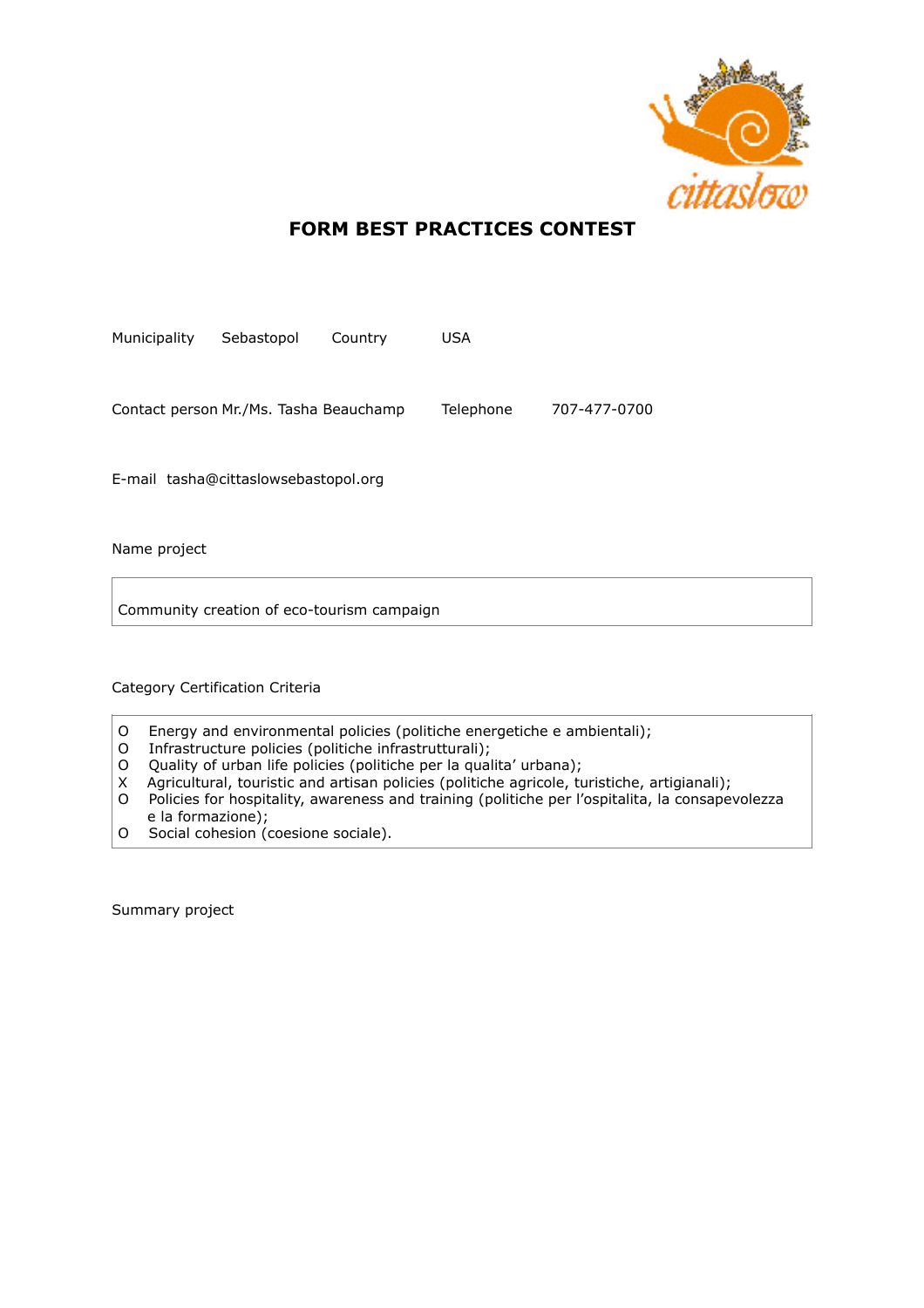# FORM BEST PRACTICES CONTEST

Municipality Sebastopol Country USA

Contact person Mr./Ms. Tasha Beauchamp Telephone 707-477-0700

E-mail tasha@cittaslowsebastopol.org

Name project

Community creation of eco-tourism campaign

Category Certification Criteria

O Energy and environmental policies (politiche energetiche e ambientali);
O Infrastructure policies (politiche infrastrutturali);
O Quality of urban life policies (politiche per la qualita’ urbana);
X Agricultural, touristic and artisan policies (politiche agricole, turistiche, artigianali);
O Policies for hospitality, awareness and training (politiche per l’ospitalita, la consapevolezza e la formazione);
O Social cohesion (coesione sociale).

Summary project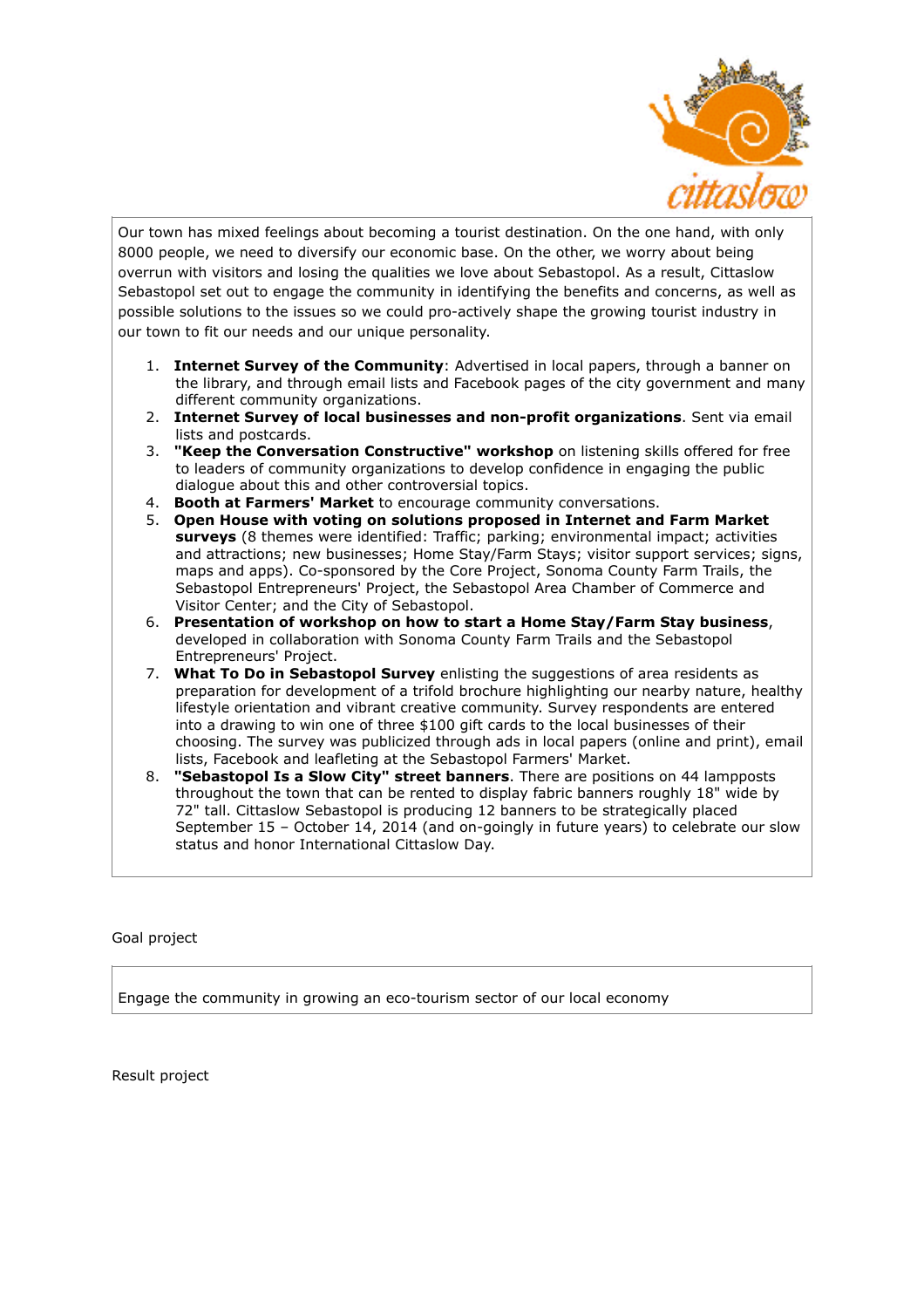Our town has mixed feelings about becoming a tourist destination. On the one hand, with only 8000 people, we need to diversify our economic base. On the other, we worry about being overrun with visitors and losing the qualities we love about Sebastopol. As a result, Cittaslow Sebastopol set out to engage the community in identifying the benefits and concerns, as well as possible solutions to the issues so we could pro-actively shape the growing tourist industry in our town to fit our needs and our unique personality.

1. **Internet Survey of the Community**: Advertised in local papers, through a banner on the library, and through email lists and Facebook pages of the city government and many different community organizations.
2. **Internet Survey of local businesses and non-profit organizations**. Sent via email lists and postcards.
3. **"Keep the Conversation Constructive" workshop** on listening skills offered for free to leaders of community organizations to develop confidence in engaging the public dialogue about this and other controversial topics.
4. **Booth at Farmers' Market** to encourage community conversations.
5. **Open House with voting on solutions proposed in Internet and Farm Market surveys** (8 themes were identified: Traffic; parking; environmental impact; activities and attractions; new businesses; Home Stay/Farm Stays; visitor support services; signs, maps and apps). Co-sponsored by the Core Project, Sonoma County Farm Trails, the Sebastopol Entrepreneurs' Project, the Sebastopol Area Chamber of Commerce and Visitor Center; and the City of Sebastopol.
6. **Presentation of workshop on how to start a Home Stay/Farm Stay business**, developed in collaboration with Sonoma County Farm Trails and the Sebastopol Entrepreneurs' Project.
7. **What To Do in Sebastopol Survey** enlisting the suggestions of area residents as preparation for development of a trifold brochure highlighting our nearby nature, healthy lifestyle orientation and vibrant creative community. Survey respondents are entered into a drawing to win one of three $100 gift cards to the local businesses of their choosing. The survey was publicized through ads in local papers (online and print), email lists, Facebook and leafleting at the Sebastopol Farmers' Market.
8. **"Sebastopol Is a Slow City" street banners**. There are positions on 44 lampposts throughout the town that can be rented to display fabric banners roughly 18" wide by 72" tall. Cittaslow Sebastopol is producing 12 banners to be strategically placed September 15 – October 14, 2014 (and on-goingly in future years) to celebrate our slow status and honor International Cittaslow Day.

Goal project

Engage the community in growing an eco-tourism sector of our local economy

Result project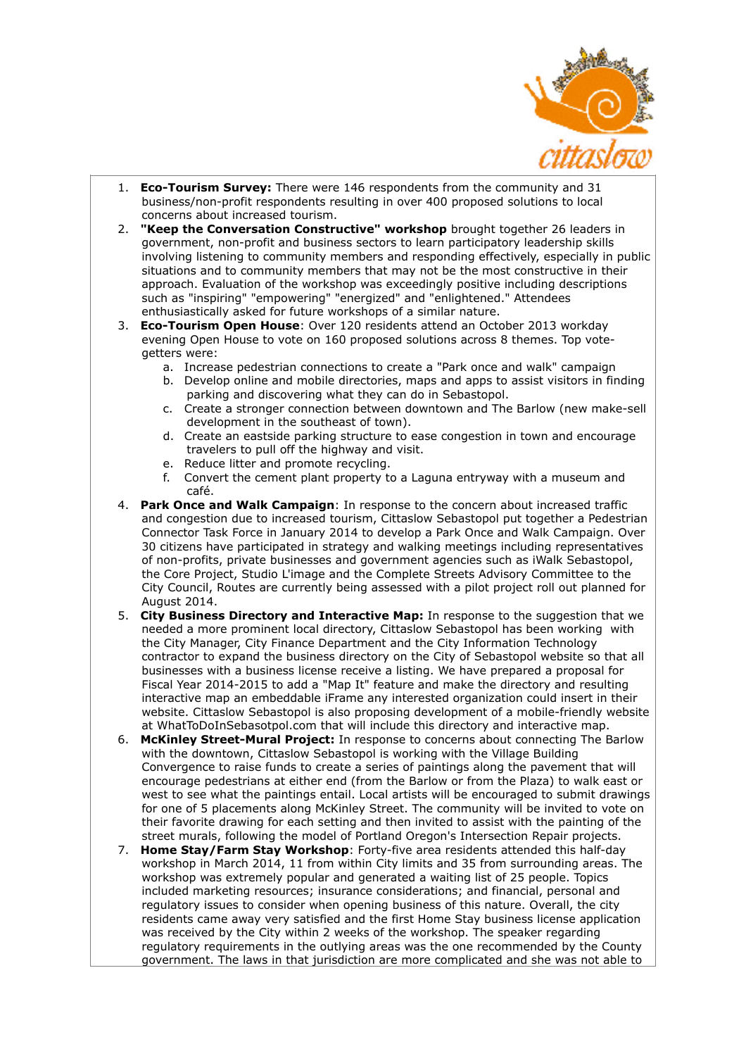1. **Eco-Tourism Survey:** There were 146 respondents from the community and 31 business/non-profit respondents resulting in over 400 proposed solutions to local concerns about increased tourism.
2. **"Keep the Conversation Constructive" workshop** brought together 26 leaders in government, non-profit and business sectors to learn participatory leadership skills involving listening to community members and responding effectively, especially in public situations and to community members that may not be the most constructive in their approach. Evaluation of the workshop was exceedingly positive including descriptions such as "inspiring" "empowering" "energized" and "enlightened." Attendees enthusiastically asked for future workshops of a similar nature.
3. **Eco-Tourism Open House**: Over 120 residents attend an October 2013 workday evening Open House to vote on 160 proposed solutions across 8 themes. Top vote-getters were:
   a. Increase pedestrian connections to create a "Park once and walk" campaign
   b. Develop online and mobile directories, maps and apps to assist visitors in finding parking and discovering what they can do in Sebastopol.
   c. Create a stronger connection between downtown and The Barlow (new make-sell development in the southeast of town).
   d. Create an eastside parking structure to ease congestion in town and encourage travelers to pull off the highway and visit.
   e. Reduce litter and promote recycling.
   f. Convert the cement plant property to a Laguna entryway with a museum and café.
4. **Park Once and Walk Campaign**: In response to the concern about increased traffic and congestion due to increased tourism, Cittaslow Sebastopol put together a Pedestrian Connector Task Force in January 2014 to develop a Park Once and Walk Campaign. Over 30 citizens have participated in strategy and walking meetings including representatives of non-profits, private businesses and government agencies such as iWalk Sebastopol, the Core Project, Studio L'image and the Complete Streets Advisory Committee to the City Council, Routes are currently being assessed with a pilot project roll out planned for August 2014.
5. **City Business Directory and Interactive Map:** In response to the suggestion that we needed a more prominent local directory, Cittaslow Sebastopol has been working with the City Manager, City Finance Department and the City Information Technology contractor to expand the business directory on the City of Sebastopol website so that all businesses with a business license receive a listing. We have prepared a proposal for Fiscal Year 2014-2015 to add a "Map It" feature and make the directory and resulting interactive map an embeddable iFrame any interested organization could insert in their website. Cittaslow Sebastopol is also proposing development of a mobile-friendly website at WhatToDoInSebasotpol.com that will include this directory and interactive map.
6. **McKinley Street-Mural Project:** In response to concerns about connecting The Barlow with the downtown, Cittaslow Sebastopol is working with the Village Building Convergence to raise funds to create a series of paintings along the pavement that will encourage pedestrians at either end (from the Barlow or from the Plaza) to walk east or west to see what the paintings entail. Local artists will be encouraged to submit drawings for one of 5 placements along McKinley Street. The community will be invited to vote on their favorite drawing for each setting and then invited to assist with the painting of the street murals, following the model of Portland Oregon's Intersection Repair projects.
7. **Home Stay/Farm Stay Workshop**: Forty-five area residents attended this half-day workshop in March 2014, 11 from within City limits and 35 from surrounding areas. The workshop was extremely popular and generated a waiting list of 25 people. Topics included marketing resources; insurance considerations; and financial, personal and regulatory issues to consider when opening business of this nature. Overall, the city residents came away very satisfied and the first Home Stay business license application was received by the City within 2 weeks of the workshop. The speaker regarding regulatory requirements in the outlying areas was the one recommended by the County government. The laws in that jurisdiction are more complicated and she was not able to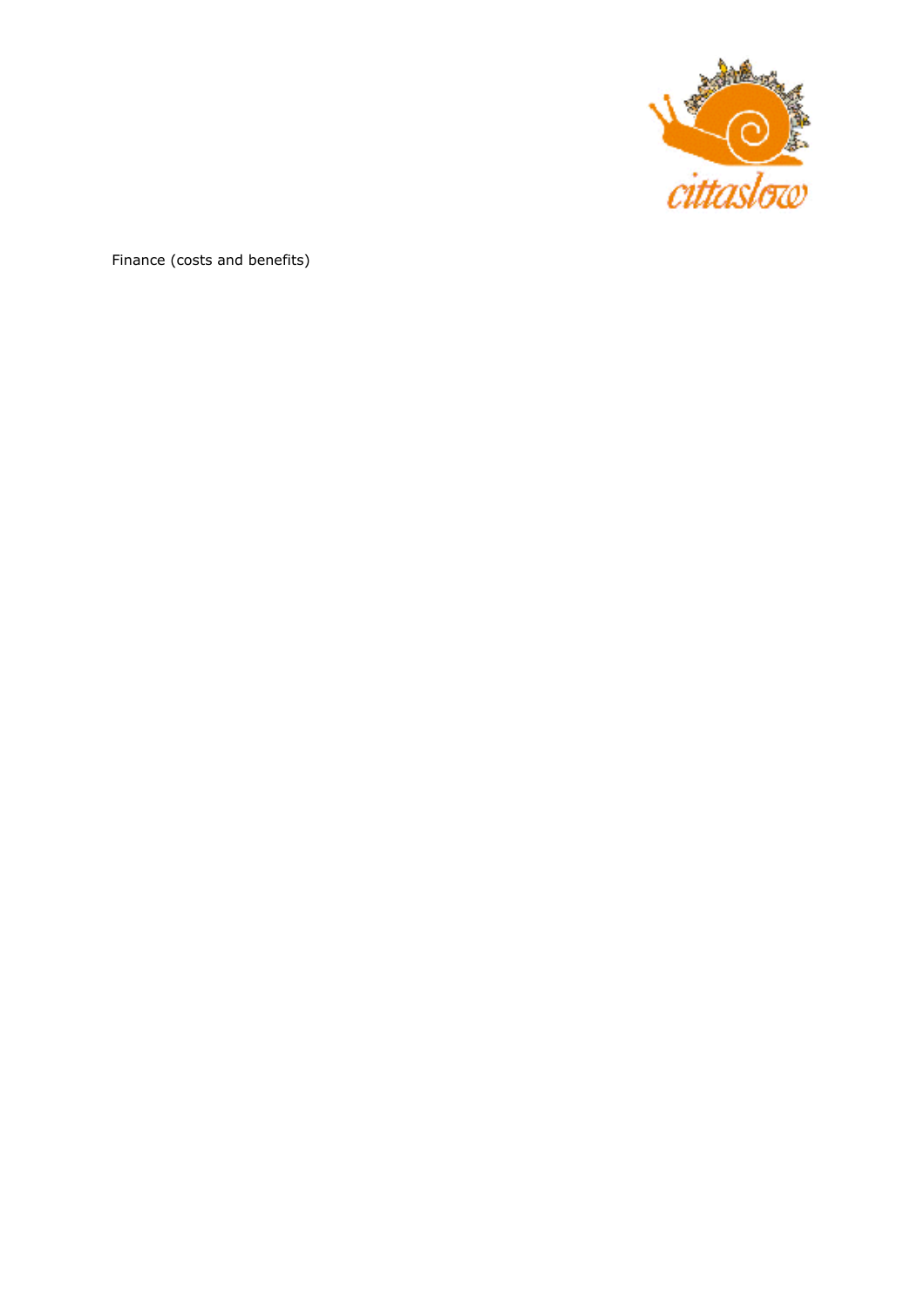Finance (costs and benefits)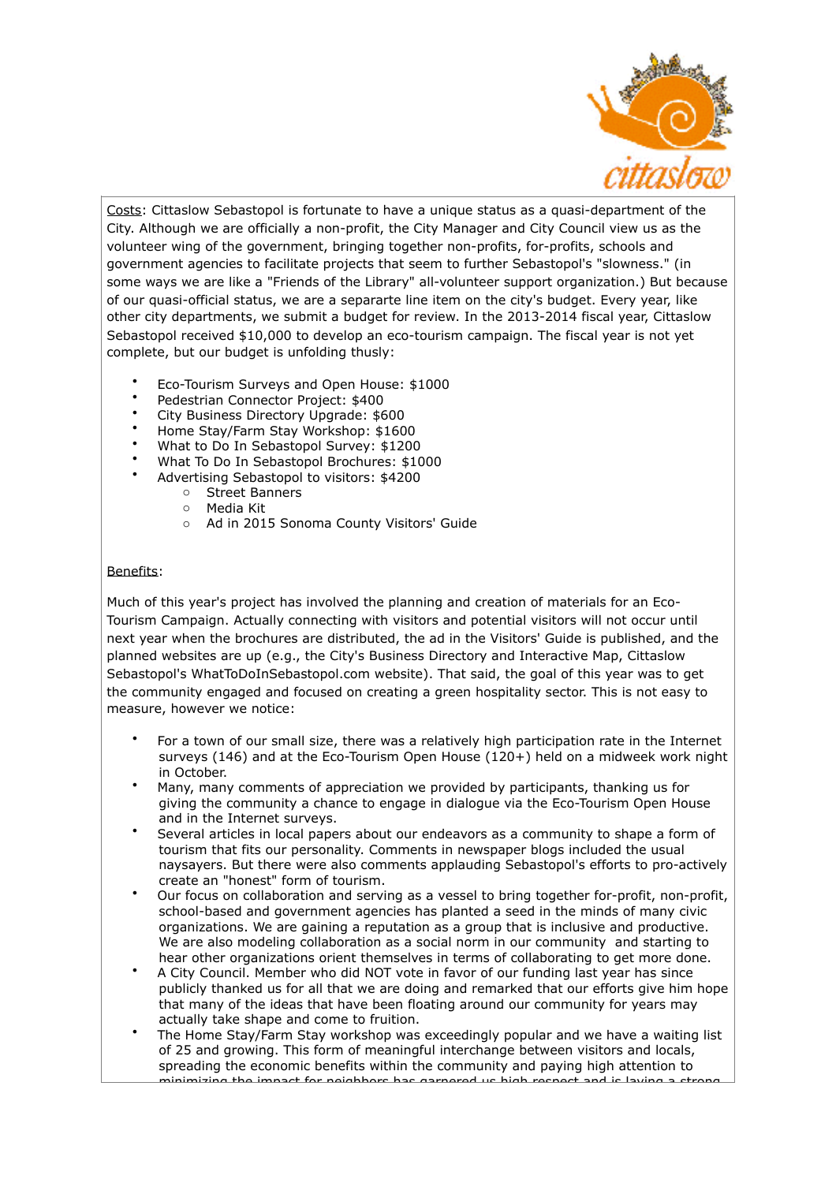Costs: Cittaslow Sebastopol is fortunate to have a unique status as a quasi-department of the City. Although we are officially a non-profit, the City Manager and City Council view us as the volunteer wing of the government, bringing together non-profits, for-profits, schools and government agencies to facilitate projects that seem to further Sebastopol's "slowness." (in some ways we are like a "Friends of the Library" all-volunteer support organization.) But because of our quasi-official status, we are a separarte line item on the city's budget. Every year, like other city departments, we submit a budget for review. In the 2013-2014 fiscal year, Cittaslow Sebastopol received $10,000 to develop an eco-tourism campaign. The fiscal year is not yet complete, but our budget is unfolding thusly:

- Eco-Tourism Surveys and Open House: $1000
- Pedestrian Connector Project: $400
- City Business Directory Upgrade: $600
- Home Stay/Farm Stay Workshop: $1600
- What to Do In Sebastopol Survey: $1200
- What To Do In Sebastopol Brochures: $1000
- Advertising Sebastopol to visitors: $4200
  - Street Banners
  - Media Kit
  - Ad in 2015 Sonoma County Visitors' Guide

Benefits:

Much of this year's project has involved the planning and creation of materials for an Eco-Tourism Campaign. Actually connecting with visitors and potential visitors will not occur until next year when the brochures are distributed, the ad in the Visitors' Guide is published, and the planned websites are up (e.g., the City's Business Directory and Interactive Map, Cittaslow Sebastopol's WhatToDoInSebastopol.com website). That said, the goal of this year was to get the community engaged and focused on creating a green hospitality sector. This is not easy to measure, however we notice:

- For a town of our small size, there was a relatively high participation rate in the Internet surveys (146) and at the Eco-Tourism Open House (120+) held on a midweek work night in October.
- Many, many comments of appreciation we provided by participants, thanking us for giving the community a chance to engage in dialogue via the Eco-Tourism Open House and in the Internet surveys.
- Several articles in local papers about our endeavors as a community to shape a form of tourism that fits our personality. Comments in newspaper blogs included the usual naysayers. But there were also comments applauding Sebastopol's efforts to pro-actively create an "honest" form of tourism.
- Our focus on collaboration and serving as a vessel to bring together for-profit, non-profit, school-based and government agencies has planted a seed in the minds of many civic organizations. We are gaining a reputation as a group that is inclusive and productive. We are also modeling collaboration as a social norm in our community and starting to hear other organizations orient themselves in terms of collaborating to get more done.
- A City Council. Member who did NOT vote in favor of our funding last year has since publicly thanked us for all that we are doing and remarked that our efforts give him hope that many of the ideas that have been floating around our community for years may actually take shape and come to fruition.
- The Home Stay/Farm Stay workshop was exceedingly popular and we have a waiting list of 25 and growing. This form of meaningful interchange between visitors and locals, spreading the economic benefits within the community and paying high attention to minimizing the impact for neighbors has garnered us high respect and is laying a strong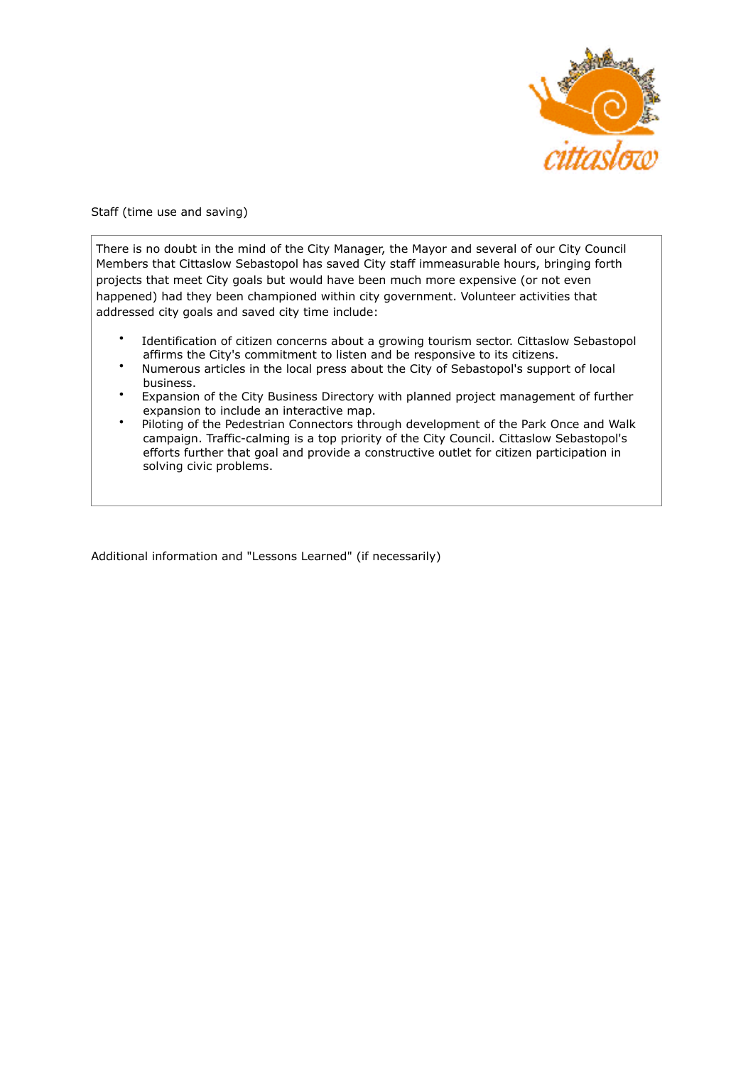Staff (time use and saving)

There is no doubt in the mind of the City Manager, the Mayor and several of our City Council Members that Cittaslow Sebastopol has saved City staff immeasurable hours, bringing forth projects that meet City goals but would have been much more expensive (or not even happened) had they been championed within city government. Volunteer activities that addressed city goals and saved city time include:

- Identification of citizen concerns about a growing tourism sector. Cittaslow Sebastopol affirms the City's commitment to listen and be responsive to its citizens.
- Numerous articles in the local press about the City of Sebastopol's support of local business.
- Expansion of the City Business Directory with planned project management of further expansion to include an interactive map.
- Piloting of the Pedestrian Connectors through development of the Park Once and Walk campaign. Traffic-calming is a top priority of the City Council. Cittaslow Sebastopol's efforts further that goal and provide a constructive outlet for citizen participation in solving civic problems.

Additional information and "Lessons Learned" (if necessarily)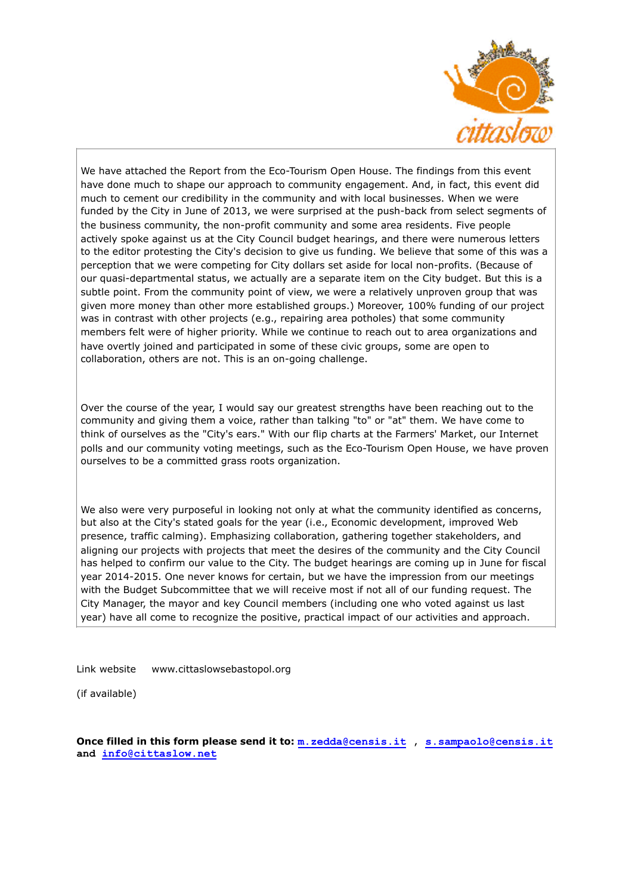We have attached the Report from the Eco-Tourism Open House. The findings from this event have done much to shape our approach to community engagement. And, in fact, this event did much to cement our credibility in the community and with local businesses. When we were funded by the City in June of 2013, we were surprised at the push-back from select segments of the business community, the non-profit community and some area residents. Five people actively spoke against us at the City Council budget hearings, and there were numerous letters to the editor protesting the City's decision to give us funding. We believe that some of this was a perception that we were competing for City dollars set aside for local non-profits. (Because of our quasi-departmental status, we actually are a separate item on the City budget. But this is a subtle point. From the community point of view, we were a relatively unproven group that was given more money than other more established groups.) Moreover, 100% funding of our project was in contrast with other projects (e.g., repairing area potholes) that some community members felt were of higher priority. While we continue to reach out to area organizations and have overtly joined and participated in some of these civic groups, some are open to collaboration, others are not. This is an on-going challenge.

Over the course of the year, I would say our greatest strengths have been reaching out to the community and giving them a voice, rather than talking "to" or "at" them. We have come to think of ourselves as the "City's ears." With our flip charts at the Farmers' Market, our Internet polls and our community voting meetings, such as the Eco-Tourism Open House, we have proven ourselves to be a committed grass roots organization.

We also were very purposeful in looking not only at what the community identified as concerns, but also at the City's stated goals for the year (i.e., Economic development, improved Web presence, traffic calming). Emphasizing collaboration, gathering together stakeholders, and aligning our projects with projects that meet the desires of the community and the City Council has helped to confirm our value to the City. The budget hearings are coming up in June for fiscal year 2014-2015. One never knows for certain, but we have the impression from our meetings with the Budget Subcommittee that we will receive most if not all of our funding request. The City Manager, the mayor and key Council members (including one who voted against us last year) have all come to recognize the positive, practical impact of our activities and approach.

Link website (if available) www.cittaslowsebastopol.org

**Once filled in this form please send it to: m.zedda@censis.it , s.sampaolo@censis.it and info@cittaslow.net**